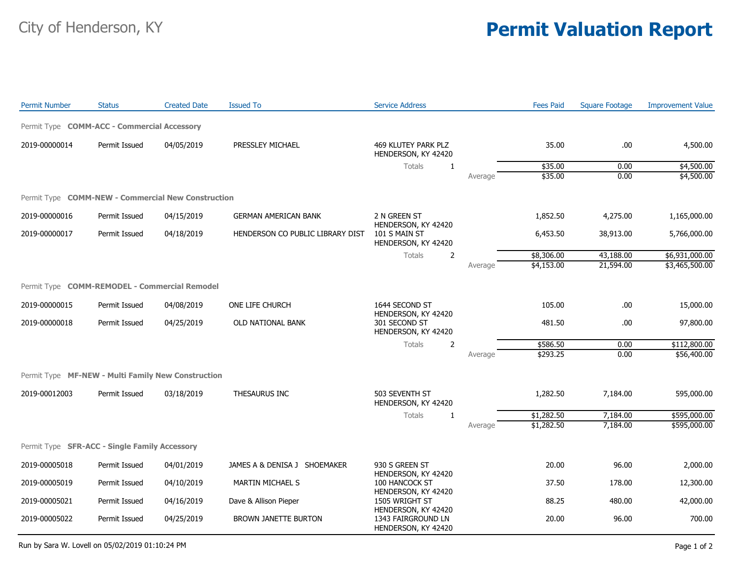City of Henderson, KY

# Permit Valuation Report

| Permit Number | Status | Created Date | Issued To | Service Address | | Fees Paid | Square Footage | Improvement Value |
|---|---|---|---|---|---|---|---|---|
| **Permit Type COMM-ACC - Commercial Accessory** | | | | | | | | |
| 2019-00000014 | Permit Issued | 04/05/2019 | PRESSLEY MICHAEL | 469 KLUTEY PARK PLZ HENDERSON, KY 42420 | | 35.00 | .00 | 4,500.00 |
| | | | | Totals 1 | | $35.00 | 0.00 | $4,500.00 |
| | | | | | Average | $35.00 | 0.00 | $4,500.00 |
| **Permit Type COMM-NEW - Commercial New Construction** | | | | | | | | |
| 2019-00000016 | Permit Issued | 04/15/2019 | GERMAN AMERICAN BANK | 2 N GREEN ST HENDERSON, KY 42420 | | 1,852.50 | 4,275.00 | 1,165,000.00 |
| 2019-00000017 | Permit Issued | 04/18/2019 | HENDERSON CO PUBLIC LIBRARY DIST | 101 S MAIN ST HENDERSON, KY 42420 | | 6,453.50 | 38,913.00 | 5,766,000.00 |
| | | | | Totals 2 | | $8,306.00 | 43,188.00 | $6,931,000.00 |
| | | | | | Average | $4,153.00 | 21,594.00 | $3,465,500.00 |
| **Permit Type COMM-REMODEL - Commercial Remodel** | | | | | | | | |
| 2019-00000015 | Permit Issued | 04/08/2019 | ONE LIFE CHURCH | 1644 SECOND ST HENDERSON, KY 42420 | | 105.00 | .00 | 15,000.00 |
| 2019-00000018 | Permit Issued | 04/25/2019 | OLD NATIONAL BANK | 301 SECOND ST HENDERSON, KY 42420 | | 481.50 | .00 | 97,800.00 |
| | | | | Totals 2 | | $586.50 | 0.00 | $112,800.00 |
| | | | | | Average | $293.25 | 0.00 | $56,400.00 |
| **Permit Type MF-NEW - Multi Family New Construction** | | | | | | | | |
| 2019-00012003 | Permit Issued | 03/18/2019 | THESAURUS INC | 503 SEVENTH ST HENDERSON, KY 42420 | | 1,282.50 | 7,184.00 | 595,000.00 |
| | | | | Totals 1 | | $1,282.50 | 7,184.00 | $595,000.00 |
| | | | | | Average | $1,282.50 | 7,184.00 | $595,000.00 |
| **Permit Type SFR-ACC - Single Family Accessory** | | | | | | | | |
| 2019-00005018 | Permit Issued | 04/01/2019 | JAMES A & DENISA J SHOEMAKER | 930 S GREEN ST HENDERSON, KY 42420 | | 20.00 | 96.00 | 2,000.00 |
| 2019-00005019 | Permit Issued | 04/10/2019 | MARTIN MICHAEL S | 100 HANCOCK ST HENDERSON, KY 42420 | | 37.50 | 178.00 | 12,300.00 |
| 2019-00005021 | Permit Issued | 04/16/2019 | Dave & Allison Pieper | 1505 WRIGHT ST HENDERSON, KY 42420 | | 88.25 | 480.00 | 42,000.00 |
| 2019-00005022 | Permit Issued | 04/25/2019 | BROWN JANETTE BURTON | 1343 FAIRGROUND LN HENDERSON, KY 42420 | | 20.00 | 96.00 | 700.00 |

Run by Sara W. Lovell on 05/02/2019 01:10:24 PM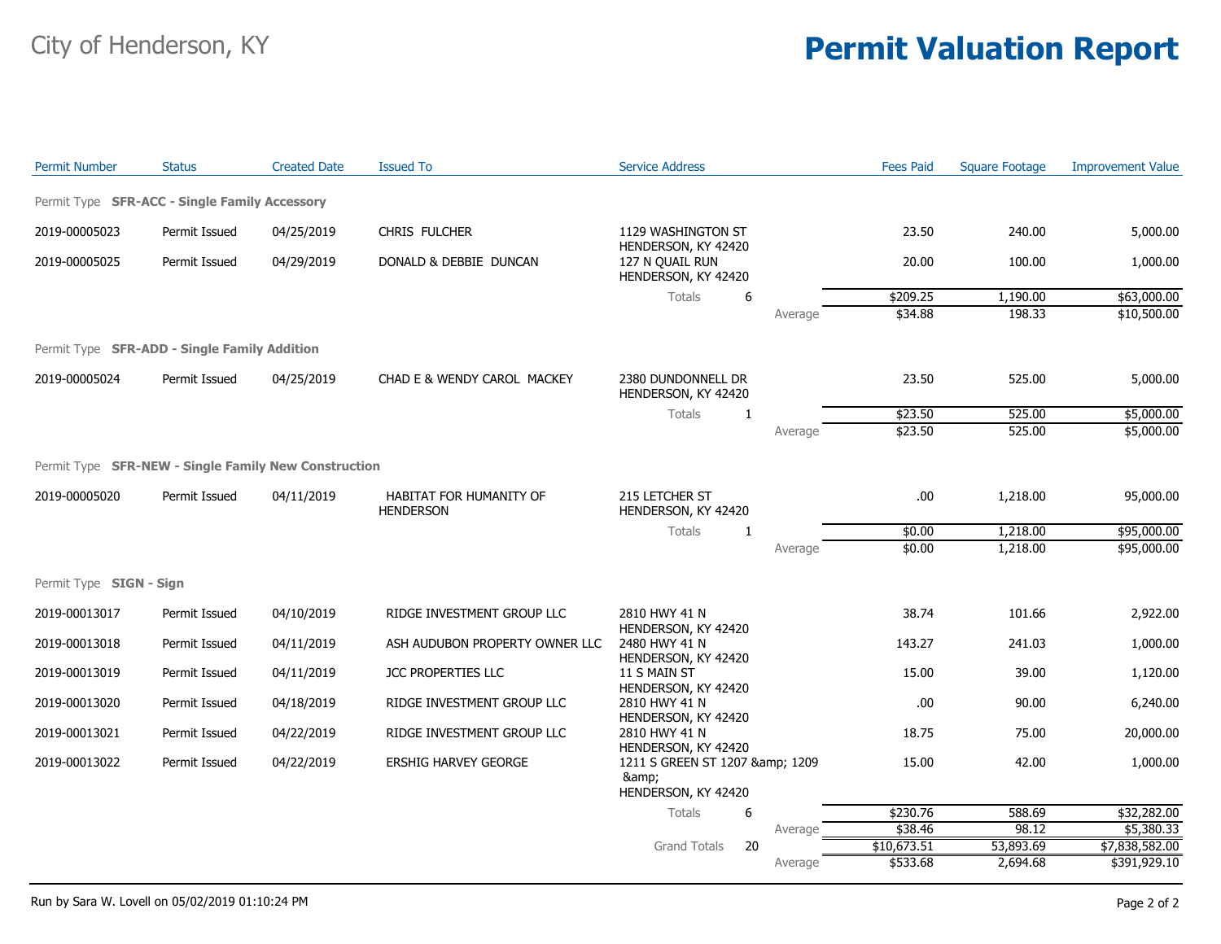# City of Henderson, KY

# Permit Valuation Report

| Permit Number | Status | Created Date | Issued To | Service Address | | Fees Paid | Square Footage | Improvement Value |
|---|---|---|---|---|---|---|---|---|
| Permit Type **SFR-ACC - Single Family Accessory** | | | | | | | | |
| 2019-00005023 | Permit Issued | 04/25/2019 | CHRIS FULCHER | 1129 WASHINGTON ST HENDERSON, KY 42420 | | 23.50 | 240.00 | 5,000.00 |
| 2019-00005025 | Permit Issued | 04/29/2019 | DONALD & DEBBIE DUNCAN | 127 N QUAIL RUN HENDERSON, KY 42420 | | 20.00 | 100.00 | 1,000.00 |
| | | | | Totals 6 | | $209.25 | 1,190.00 | $63,000.00 |
| | | | | | Average | $34.88 | 198.33 | $10,500.00 |
| Permit Type **SFR-ADD - Single Family Addition** | | | | | | | | |
| 2019-00005024 | Permit Issued | 04/25/2019 | CHAD E & WENDY CAROL MACKEY | 2380 DUNDONNELL DR HENDERSON, KY 42420 | | 23.50 | 525.00 | 5,000.00 |
| | | | | Totals 1 | | $23.50 | 525.00 | $5,000.00 |
| | | | | | Average | $23.50 | 525.00 | $5,000.00 |
| Permit Type **SFR-NEW - Single Family New Construction** | | | | | | | | |
| 2019-00005020 | Permit Issued | 04/11/2019 | HABITAT FOR HUMANITY OF HENDERSON | 215 LETCHER ST HENDERSON, KY 42420 | | .00 | 1,218.00 | 95,000.00 |
| | | | | Totals 1 | | $0.00 | 1,218.00 | $95,000.00 |
| | | | | | Average | $0.00 | 1,218.00 | $95,000.00 |
| Permit Type **SIGN - Sign** | | | | | | | | |
| 2019-00013017 | Permit Issued | 04/10/2019 | RIDGE INVESTMENT GROUP LLC | 2810 HWY 41 N HENDERSON, KY 42420 | | 38.74 | 101.66 | 2,922.00 |
| 2019-00013018 | Permit Issued | 04/11/2019 | ASH AUDUBON PROPERTY OWNER LLC | 2480 HWY 41 N HENDERSON, KY 42420 | | 143.27 | 241.03 | 1,000.00 |
| 2019-00013019 | Permit Issued | 04/11/2019 | JCC PROPERTIES LLC | 11 S MAIN ST HENDERSON, KY 42420 | | 15.00 | 39.00 | 1,120.00 |
| 2019-00013020 | Permit Issued | 04/18/2019 | RIDGE INVESTMENT GROUP LLC | 2810 HWY 41 N HENDERSON, KY 42420 | | .00 | 90.00 | 6,240.00 |
| 2019-00013021 | Permit Issued | 04/22/2019 | RIDGE INVESTMENT GROUP LLC | 2810 HWY 41 N HENDERSON, KY 42420 | | 18.75 | 75.00 | 20,000.00 |
| 2019-00013022 | Permit Issued | 04/22/2019 | ERSHIG HARVEY GEORGE | 1211 S GREEN ST 1207 &amp; 1209 &amp; HENDERSON, KY 42420 | | 15.00 | 42.00 | 1,000.00 |
| | | | | Totals 6 | | $230.76 | 588.69 | $32,282.00 |
| | | | | | Average | $38.46 | 98.12 | $5,380.33 |
| | | | | Grand Totals 20 | | $10,673.51 | 53,893.69 | $7,838,582.00 |
| | | | | | Average | $533.68 | 2,694.68 | $391,929.10 |

Run by Sara W. Lovell on 05/02/2019 01:10:24 PM